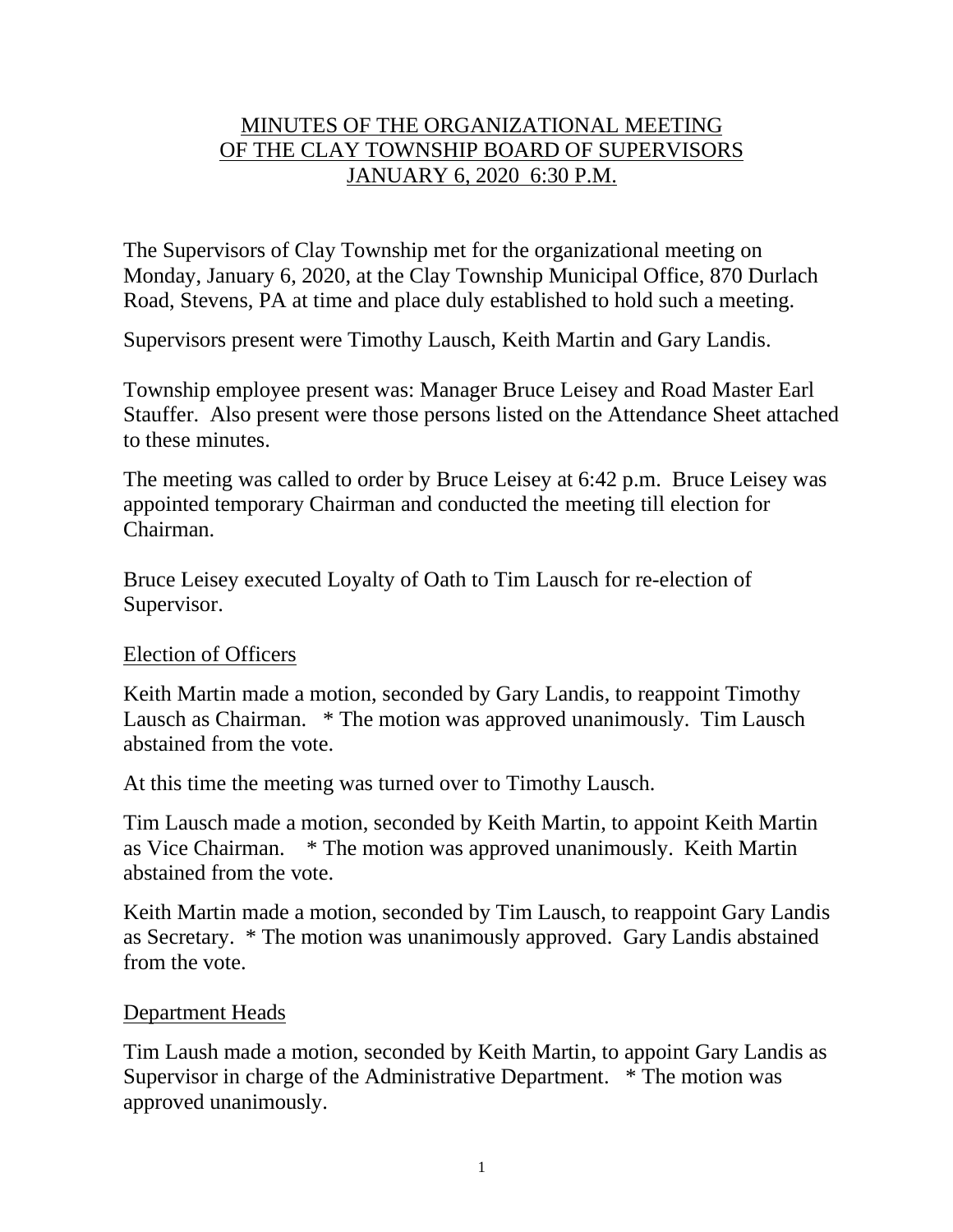# MINUTES OF THE ORGANIZATIONAL MEETING OF THE CLAY TOWNSHIP BOARD OF SUPERVISORS JANUARY 6, 2020 6:30 P.M.

The Supervisors of Clay Township met for the organizational meeting on Monday, January 6, 2020, at the Clay Township Municipal Office, 870 Durlach Road, Stevens, PA at time and place duly established to hold such a meeting.

Supervisors present were Timothy Lausch, Keith Martin and Gary Landis.

Township employee present was: Manager Bruce Leisey and Road Master Earl Stauffer. Also present were those persons listed on the Attendance Sheet attached to these minutes.

The meeting was called to order by Bruce Leisey at 6:42 p.m. Bruce Leisey was appointed temporary Chairman and conducted the meeting till election for Chairman.

Bruce Leisey executed Loyalty of Oath to Tim Lausch for re-election of Supervisor.

## Election of Officers

Keith Martin made a motion, seconded by Gary Landis, to reappoint Timothy Lausch as Chairman. * The motion was approved unanimously. Tim Lausch abstained from the vote.

At this time the meeting was turned over to Timothy Lausch.

Tim Lausch made a motion, seconded by Keith Martin, to appoint Keith Martin as Vice Chairman. * The motion was approved unanimously. Keith Martin abstained from the vote.

Keith Martin made a motion, seconded by Tim Lausch, to reappoint Gary Landis as Secretary. * The motion was unanimously approved. Gary Landis abstained from the vote.

## Department Heads

Tim Laush made a motion, seconded by Keith Martin, to appoint Gary Landis as Supervisor in charge of the Administrative Department. * The motion was approved unanimously.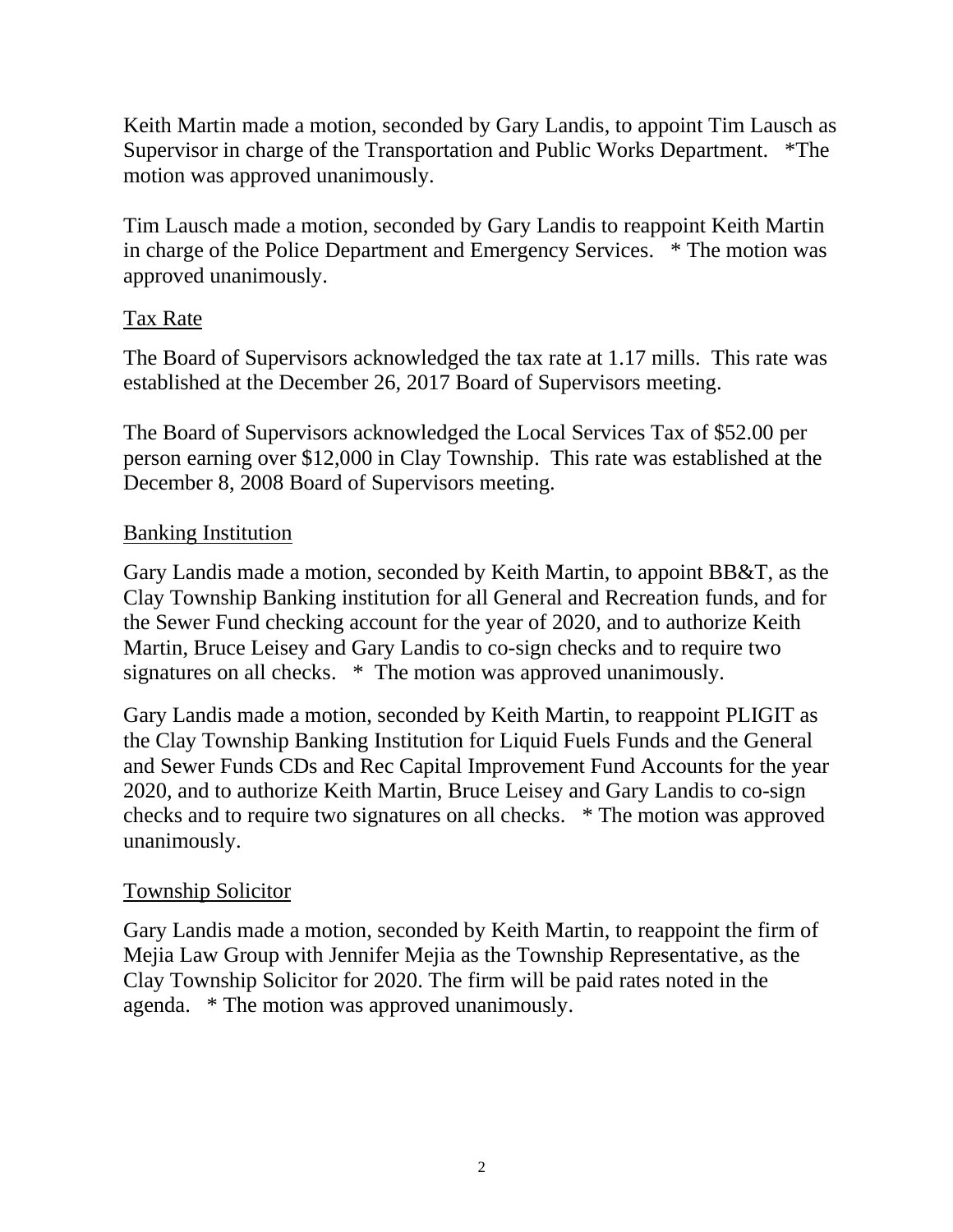Keith Martin made a motion, seconded by Gary Landis, to appoint Tim Lausch as Supervisor in charge of the Transportation and Public Works Department. *The motion was approved unanimously.

Tim Lausch made a motion, seconded by Gary Landis to reappoint Keith Martin in charge of the Police Department and Emergency Services. * The motion was approved unanimously.

## Tax Rate

The Board of Supervisors acknowledged the tax rate at 1.17 mills. This rate was established at the December 26, 2017 Board of Supervisors meeting.

The Board of Supervisors acknowledged the Local Services Tax of $52.00 per person earning over $12,000 in Clay Township. This rate was established at the December 8, 2008 Board of Supervisors meeting.

## Banking Institution

Gary Landis made a motion, seconded by Keith Martin, to appoint BB&T, as the Clay Township Banking institution for all General and Recreation funds, and for the Sewer Fund checking account for the year of 2020, and to authorize Keith Martin, Bruce Leisey and Gary Landis to co-sign checks and to require two signatures on all checks. * The motion was approved unanimously.

Gary Landis made a motion, seconded by Keith Martin, to reappoint PLIGIT as the Clay Township Banking Institution for Liquid Fuels Funds and the General and Sewer Funds CDs and Rec Capital Improvement Fund Accounts for the year 2020, and to authorize Keith Martin, Bruce Leisey and Gary Landis to co-sign checks and to require two signatures on all checks. * The motion was approved unanimously.

## Township Solicitor

Gary Landis made a motion, seconded by Keith Martin, to reappoint the firm of Mejia Law Group with Jennifer Mejia as the Township Representative, as the Clay Township Solicitor for 2020. The firm will be paid rates noted in the agenda. * The motion was approved unanimously.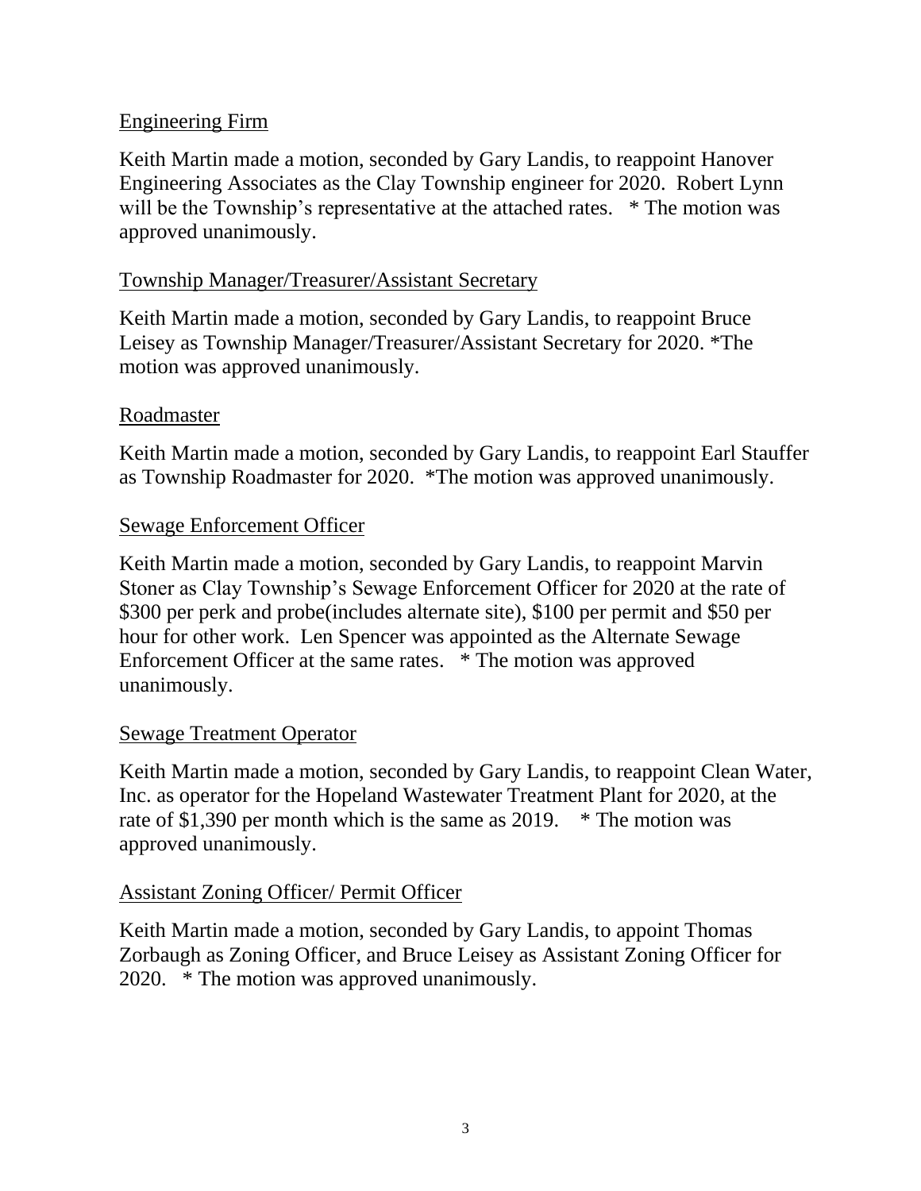## Engineering Firm

Keith Martin made a motion, seconded by Gary Landis, to reappoint Hanover Engineering Associates as the Clay Township engineer for 2020. Robert Lynn will be the Township's representative at the attached rates. * The motion was approved unanimously.

## Township Manager/Treasurer/Assistant Secretary

Keith Martin made a motion, seconded by Gary Landis, to reappoint Bruce Leisey as Township Manager/Treasurer/Assistant Secretary for 2020. *The motion was approved unanimously.

## Roadmaster

Keith Martin made a motion, seconded by Gary Landis, to reappoint Earl Stauffer as Township Roadmaster for 2020. *The motion was approved unanimously.

## Sewage Enforcement Officer

Keith Martin made a motion, seconded by Gary Landis, to reappoint Marvin Stoner as Clay Township's Sewage Enforcement Officer for 2020 at the rate of $300 per perk and probe(includes alternate site), $100 per permit and $50 per hour for other work. Len Spencer was appointed as the Alternate Sewage Enforcement Officer at the same rates. * The motion was approved unanimously.

## Sewage Treatment Operator

Keith Martin made a motion, seconded by Gary Landis, to reappoint Clean Water, Inc. as operator for the Hopeland Wastewater Treatment Plant for 2020, at the rate of $1,390 per month which is the same as 2019. * The motion was approved unanimously.

## Assistant Zoning Officer/ Permit Officer

Keith Martin made a motion, seconded by Gary Landis, to appoint Thomas Zorbaugh as Zoning Officer, and Bruce Leisey as Assistant Zoning Officer for 2020. * The motion was approved unanimously.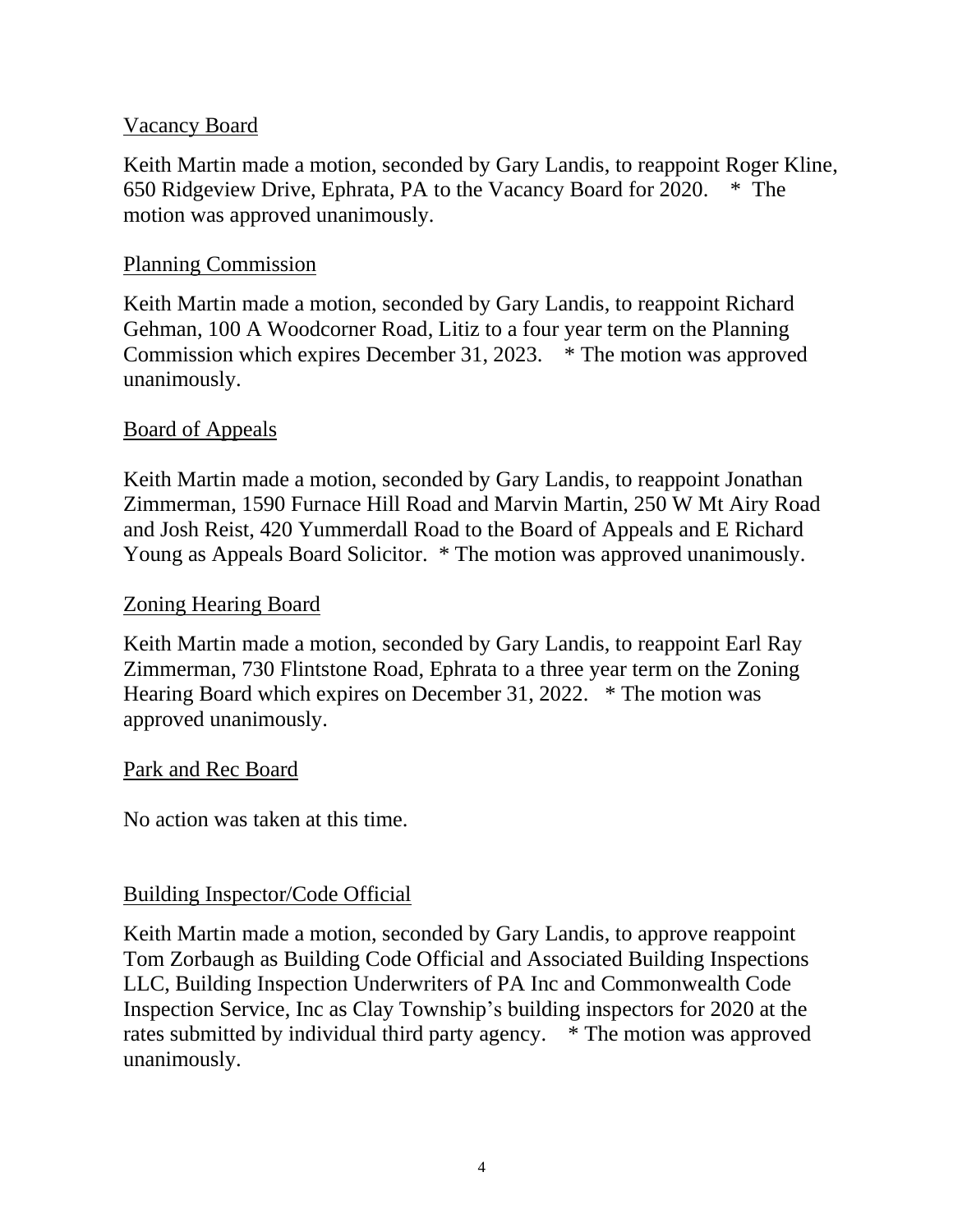<u>Vacancy Board</u>

Keith Martin made a motion, seconded by Gary Landis, to reappoint Roger Kline, 650 Ridgeview Drive, Ephrata, PA to the Vacancy Board for 2020. * The motion was approved unanimously.

<u>Planning Commission</u>

Keith Martin made a motion, seconded by Gary Landis, to reappoint Richard Gehman, 100 A Woodcorner Road, Litiz to a four year term on the Planning Commission which expires December 31, 2023. * The motion was approved unanimously.

<u>Board of Appeals</u>

Keith Martin made a motion, seconded by Gary Landis, to reappoint Jonathan Zimmerman, 1590 Furnace Hill Road and Marvin Martin, 250 W Mt Airy Road and Josh Reist, 420 Yummerdall Road to the Board of Appeals and E Richard Young as Appeals Board Solicitor. * The motion was approved unanimously.

<u>Zoning Hearing Board</u>

Keith Martin made a motion, seconded by Gary Landis, to reappoint Earl Ray Zimmerman, 730 Flintstone Road, Ephrata to a three year term on the Zoning Hearing Board which expires on December 31, 2022. * The motion was approved unanimously.

<u>Park and Rec Board</u>

No action was taken at this time.

<u>Building Inspector/Code Official</u>

Keith Martin made a motion, seconded by Gary Landis, to approve reappoint Tom Zorbaugh as Building Code Official and Associated Building Inspections LLC, Building Inspection Underwriters of PA Inc and Commonwealth Code Inspection Service, Inc as Clay Township's building inspectors for 2020 at the rates submitted by individual third party agency. * The motion was approved unanimously.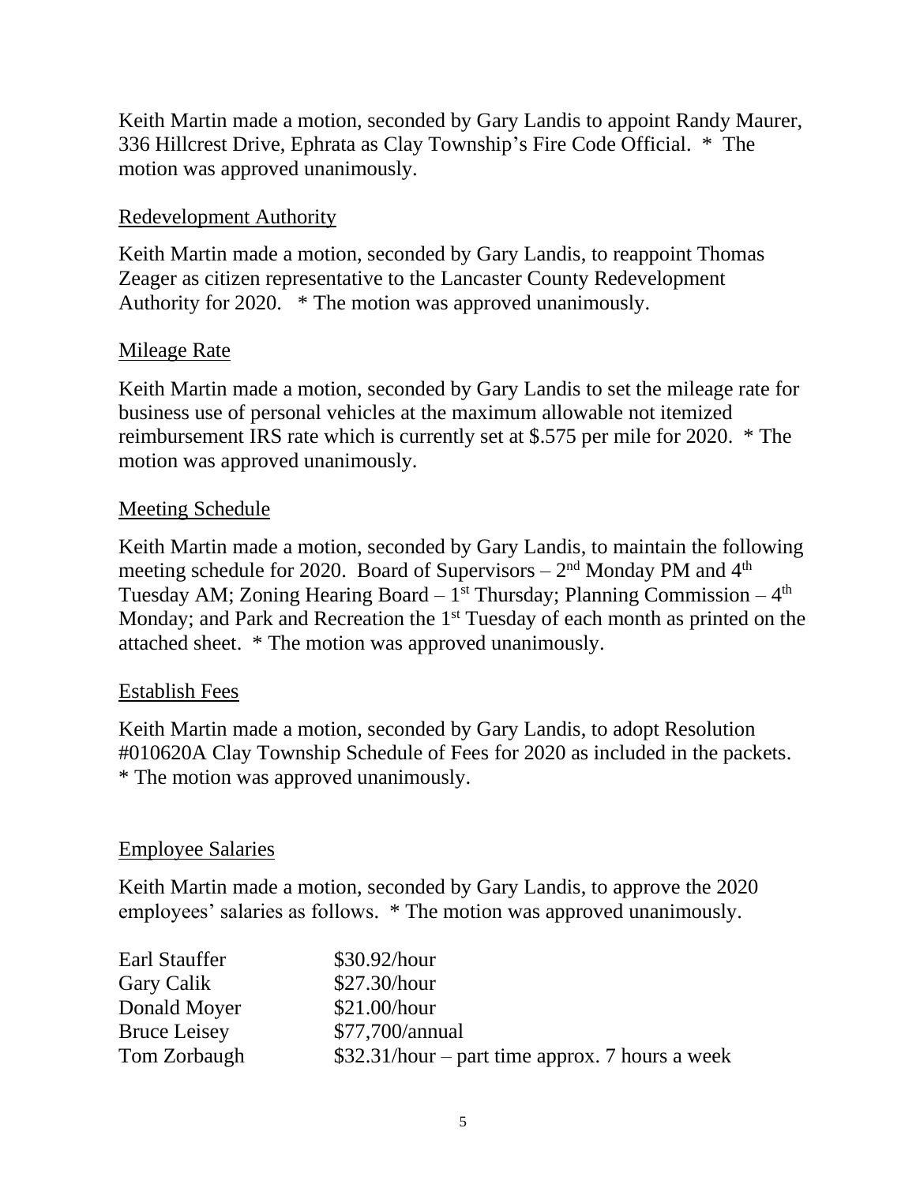Keith Martin made a motion, seconded by Gary Landis to appoint Randy Maurer, 336 Hillcrest Drive, Ephrata as Clay Township's Fire Code Official. * The motion was approved unanimously.

Redevelopment Authority

Keith Martin made a motion, seconded by Gary Landis, to reappoint Thomas Zeager as citizen representative to the Lancaster County Redevelopment Authority for 2020. * The motion was approved unanimously.

Mileage Rate

Keith Martin made a motion, seconded by Gary Landis to set the mileage rate for business use of personal vehicles at the maximum allowable not itemized reimbursement IRS rate which is currently set at $.575 per mile for 2020. * The motion was approved unanimously.

Meeting Schedule

Keith Martin made a motion, seconded by Gary Landis, to maintain the following meeting schedule for 2020. Board of Supervisors – 2nd Monday PM and 4th Tuesday AM; Zoning Hearing Board – 1st Thursday; Planning Commission – 4th Monday; and Park and Recreation the 1st Tuesday of each month as printed on the attached sheet. * The motion was approved unanimously.

Establish Fees

Keith Martin made a motion, seconded by Gary Landis, to adopt Resolution #010620A Clay Township Schedule of Fees for 2020 as included in the packets. * The motion was approved unanimously.

Employee Salaries

Keith Martin made a motion, seconded by Gary Landis, to approve the 2020 employees' salaries as follows. * The motion was approved unanimously.

| | |
|---|---|
| Earl Stauffer | $30.92/hour |
| Gary Calik | $27.30/hour |
| Donald Moyer | $21.00/hour |
| Bruce Leisey | $77,700/annual |
| Tom Zorbaugh | $32.31/hour – part time approx. 7 hours a week |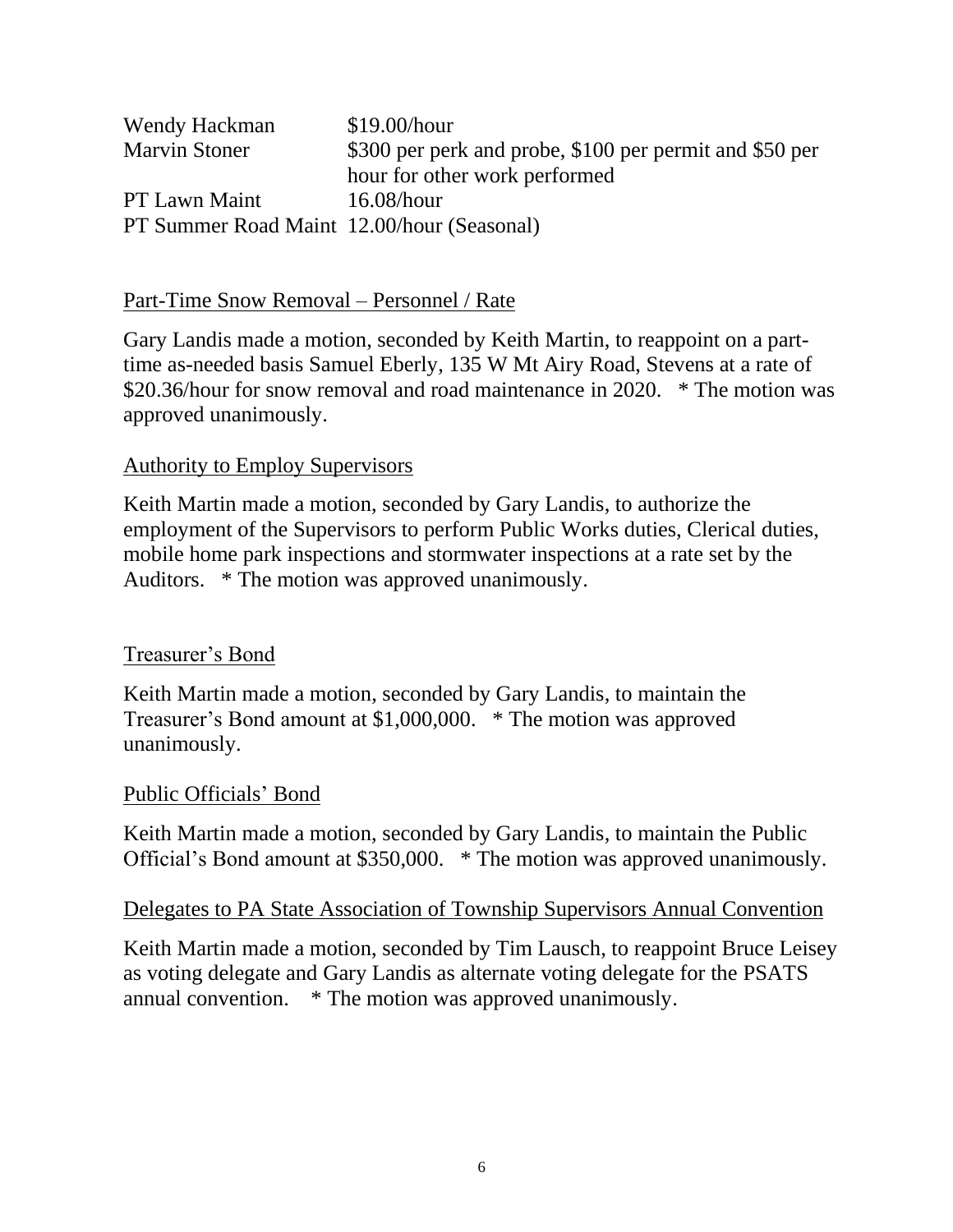| | |
|---|---|
| Wendy Hackman | $19.00/hour |
| Marvin Stoner | $300 per perk and probe, $100 per permit and $50 per hour for other work performed |
| PT Lawn Maint | 16.08/hour |
| PT Summer Road Maint | 12.00/hour (Seasonal) |

Part-Time Snow Removal – Personnel / Rate

Gary Landis made a motion, seconded by Keith Martin, to reappoint on a part-time as-needed basis Samuel Eberly, 135 W Mt Airy Road, Stevens at a rate of $20.36/hour for snow removal and road maintenance in 2020. * The motion was approved unanimously.

Authority to Employ Supervisors

Keith Martin made a motion, seconded by Gary Landis, to authorize the employment of the Supervisors to perform Public Works duties, Clerical duties, mobile home park inspections and stormwater inspections at a rate set by the Auditors. * The motion was approved unanimously.

Treasurer's Bond

Keith Martin made a motion, seconded by Gary Landis, to maintain the Treasurer's Bond amount at $1,000,000. * The motion was approved unanimously.

Public Officials' Bond

Keith Martin made a motion, seconded by Gary Landis, to maintain the Public Official's Bond amount at $350,000. * The motion was approved unanimously.

Delegates to PA State Association of Township Supervisors Annual Convention

Keith Martin made a motion, seconded by Tim Lausch, to reappoint Bruce Leisey as voting delegate and Gary Landis as alternate voting delegate for the PSATS annual convention. * The motion was approved unanimously.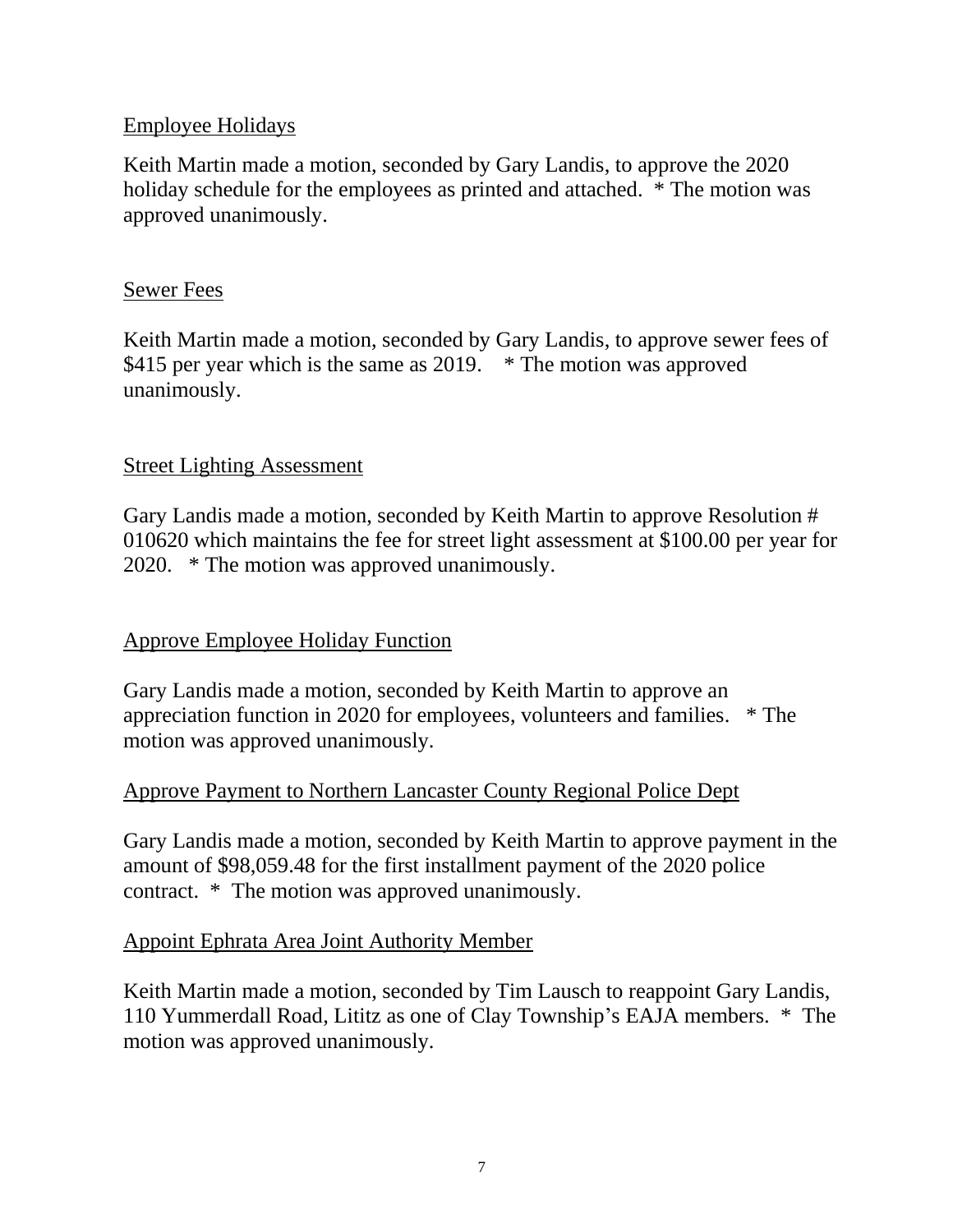<u>Employee Holidays</u>

Keith Martin made a motion, seconded by Gary Landis, to approve the 2020 holiday schedule for the employees as printed and attached. * The motion was approved unanimously.

<u>Sewer Fees</u>

Keith Martin made a motion, seconded by Gary Landis, to approve sewer fees of $415 per year which is the same as 2019. * The motion was approved unanimously.

<u>Street Lighting Assessment</u>

Gary Landis made a motion, seconded by Keith Martin to approve Resolution # 010620 which maintains the fee for street light assessment at $100.00 per year for 2020. * The motion was approved unanimously.

<u>Approve Employee Holiday Function</u>

Gary Landis made a motion, seconded by Keith Martin to approve an appreciation function in 2020 for employees, volunteers and families. * The motion was approved unanimously.

<u>Approve Payment to Northern Lancaster County Regional Police Dept</u>

Gary Landis made a motion, seconded by Keith Martin to approve payment in the amount of $98,059.48 for the first installment payment of the 2020 police contract. * The motion was approved unanimously.

<u>Appoint Ephrata Area Joint Authority Member</u>

Keith Martin made a motion, seconded by Tim Lausch to reappoint Gary Landis, 110 Yummerdall Road, Lititz as one of Clay Township's EAJA members. * The motion was approved unanimously.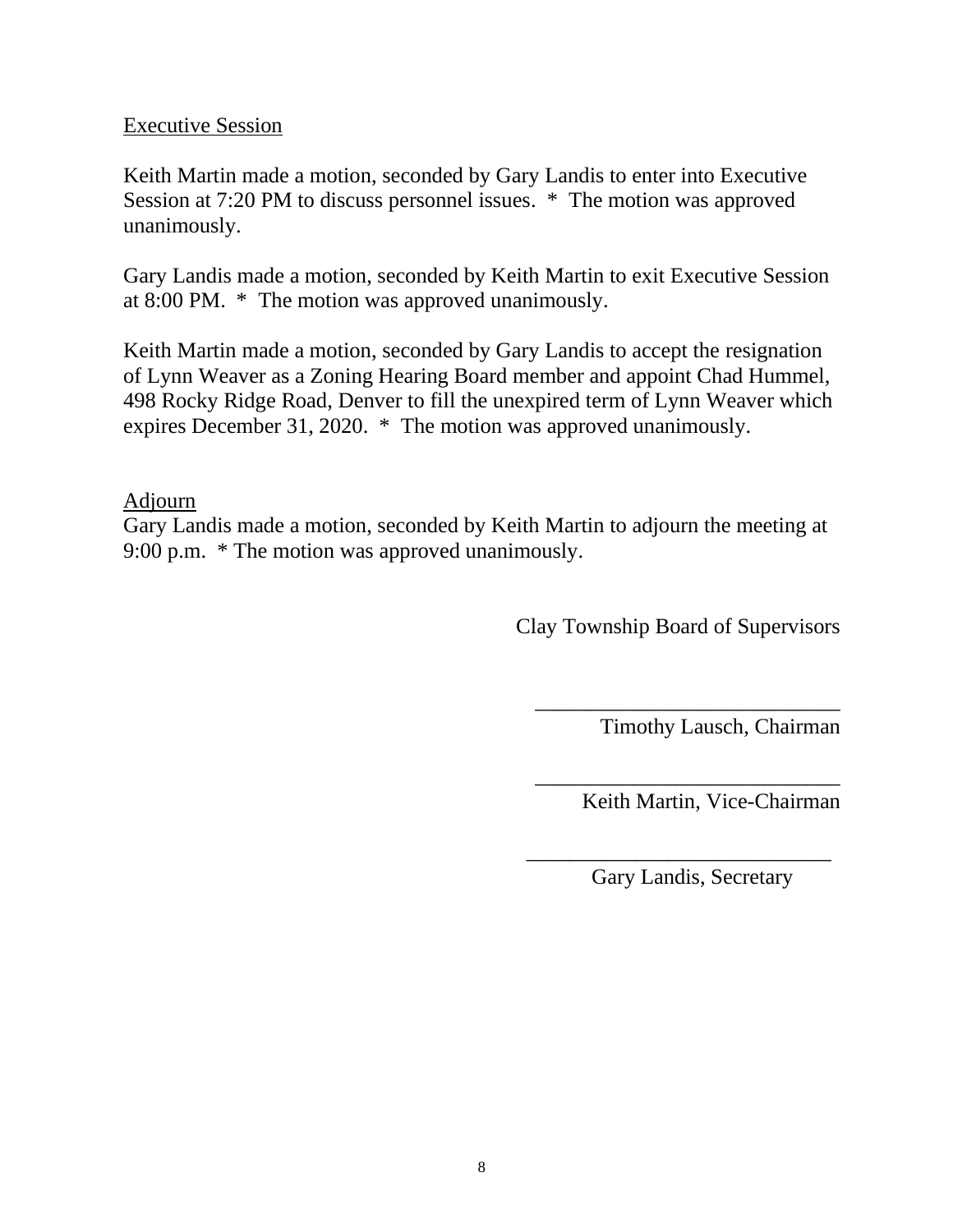Executive Session

Keith Martin made a motion, seconded by Gary Landis to enter into Executive Session at 7:20 PM to discuss personnel issues. * The motion was approved unanimously.

Gary Landis made a motion, seconded by Keith Martin to exit Executive Session at 8:00 PM. * The motion was approved unanimously.

Keith Martin made a motion, seconded by Gary Landis to accept the resignation of Lynn Weaver as a Zoning Hearing Board member and appoint Chad Hummel, 498 Rocky Ridge Road, Denver to fill the unexpired term of Lynn Weaver which expires December 31, 2020. * The motion was approved unanimously.

Adjourn

Gary Landis made a motion, seconded by Keith Martin to adjourn the meeting at 9:00 p.m. * The motion was approved unanimously.

Clay Township Board of Supervisors

_____________________________
Timothy Lausch, Chairman

_____________________________
Keith Martin, Vice-Chairman

_____________________________
Gary Landis, Secretary